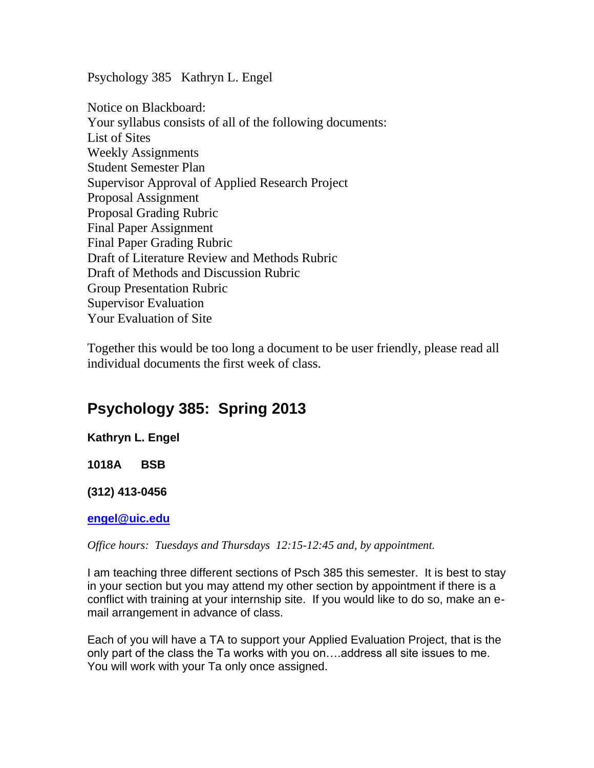Psychology 385 Kathryn L. Engel

Notice on Blackboard:
Your syllabus consists of all of the following documents:
List of Sites
Weekly Assignments
Student Semester Plan
Supervisor Approval of Applied Research Project
Proposal Assignment
Proposal Grading Rubric
Final Paper Assignment
Final Paper Grading Rubric
Draft of Literature Review and Methods Rubric
Draft of Methods and Discussion Rubric
Group Presentation Rubric
Supervisor Evaluation
Your Evaluation of Site

Together this would be too long a document to be user friendly, please read all individual documents the first week of class.

## Psychology 385: Spring 2013

**Kathryn L. Engel**

**1018A BSB**

**(312) 413-0456**

**engel@uic.edu**

*Office hours: Tuesdays and Thursdays 12:15-12:45 and, by appointment.*

I am teaching three different sections of Psch 385 this semester. It is best to stay in your section but you may attend my other section by appointment if there is a conflict with training at your internship site. If you would like to do so, make an e-mail arrangement in advance of class.

Each of you will have a TA to support your Applied Evaluation Project, that is the only part of the class the Ta works with you on….address all site issues to me. You will work with your Ta only once assigned.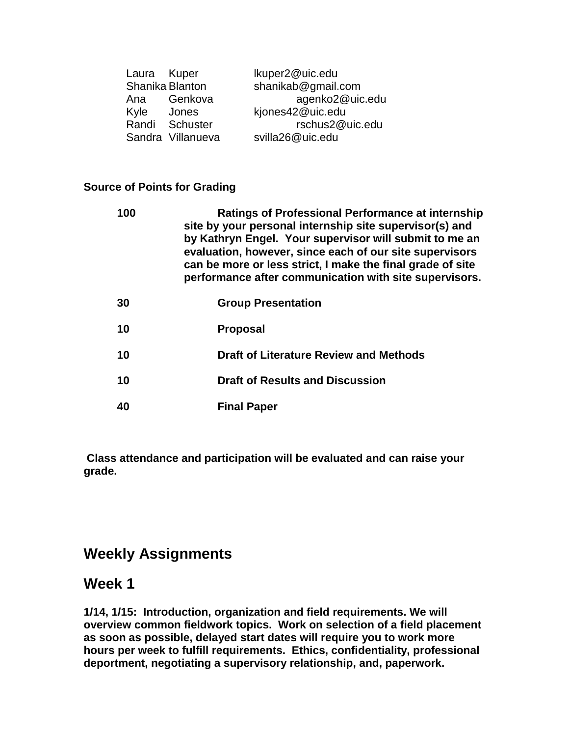| | | |
|---|---|---|
| Laura | Kuper | lkuper2@uic.edu |
| Shanika | Blanton | shanikab@gmail.com |
| Ana | Genkova | agenko2@uic.edu |
| Kyle | Jones | kjones42@uic.edu |
| Randi | Schuster | rschus2@uic.edu |
| Sandra | Villanueva | svilla26@uic.edu |

**Source of Points for Grading**

| | |
|---|---|
| **100** | **Ratings of Professional Performance at internship site by your personal internship site supervisor(s) and by Kathryn Engel. Your supervisor will submit to me an evaluation, however, since each of our site supervisors can be more or less strict, I make the final grade of site performance after communication with site supervisors.** |
| **30** | **Group Presentation** |
| **10** | **Proposal** |
| **10** | **Draft of Literature Review and Methods** |
| **10** | **Draft of Results and Discussion** |
| **40** | **Final Paper** |

**Class attendance and participation will be evaluated and can raise your grade.**

## Weekly Assignments

## Week 1

**1/14, 1/15: Introduction, organization and field requirements. We will overview common fieldwork topics. Work on selection of a field placement as soon as possible, delayed start dates will require you to work more hours per week to fulfill requirements. Ethics, confidentiality, professional deportment, negotiating a supervisory relationship, and, paperwork.**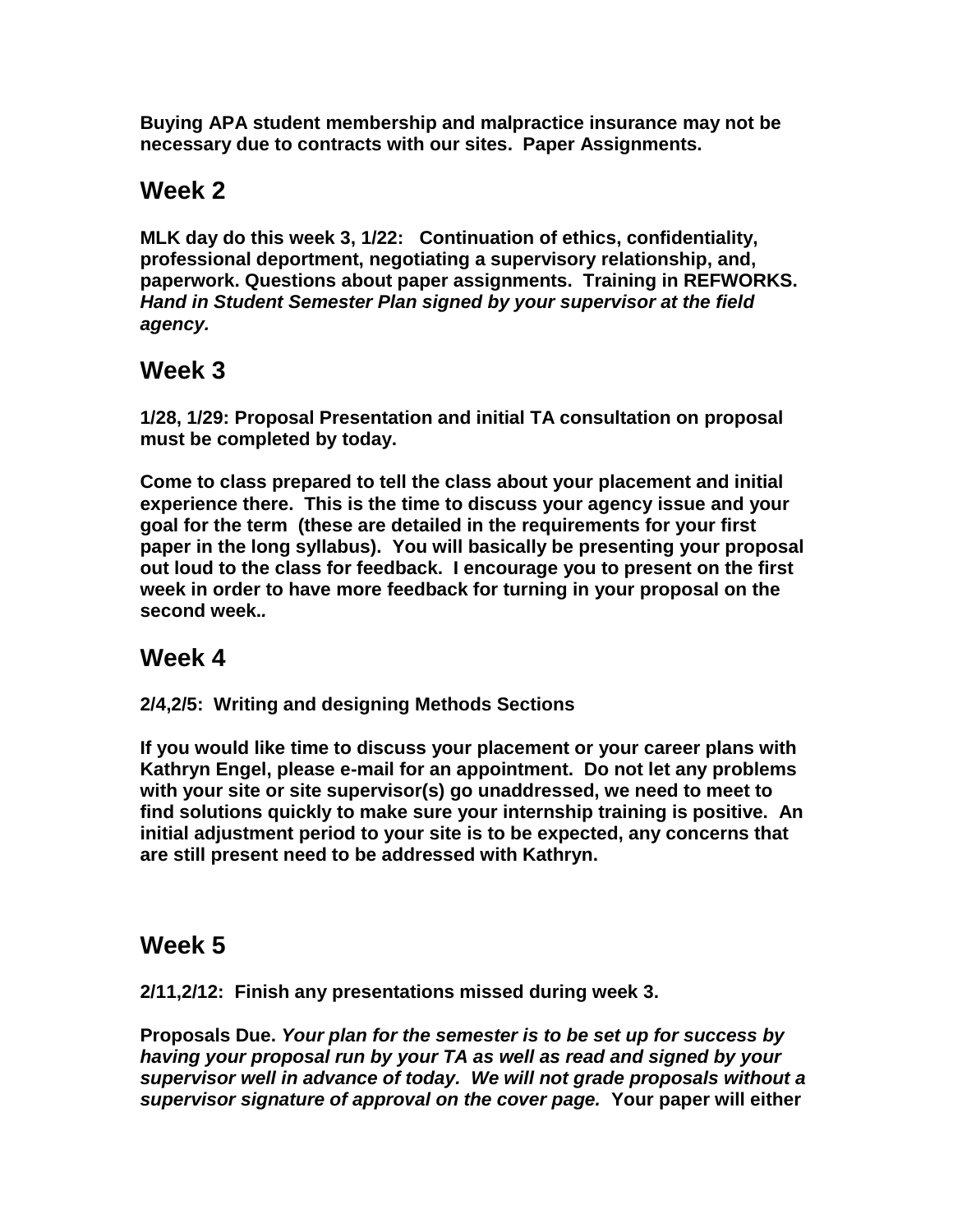**Buying APA student membership and malpractice insurance may not be necessary due to contracts with our sites. Paper Assignments.**

## Week 2

**MLK day do this week 3, 1/22: Continuation of ethics, confidentiality, professional deportment, negotiating a supervisory relationship, and, paperwork. Questions about paper assignments. Training in REFWORKS.** ***Hand in Student Semester Plan signed by your supervisor at the field agency.***

## Week 3

**1/28, 1/29: Proposal Presentation and initial TA consultation on proposal must be completed by today.**

**Come to class prepared to tell the class about your placement and initial experience there. This is the time to discuss your agency issue and your goal for the term (these are detailed in the requirements for your first paper in the long syllabus). You will basically be presenting your proposal out loud to the class for feedback. I encourage you to present on the first week in order to have more feedback for turning in your proposal on the second week..**

## Week 4

**2/4,2/5: Writing and designing Methods Sections**

**If you would like time to discuss your placement or your career plans with Kathryn Engel, please e-mail for an appointment. Do not let any problems with your site or site supervisor(s) go unaddressed, we need to meet to find solutions quickly to make sure your internship training is positive. An initial adjustment period to your site is to be expected, any concerns that are still present need to be addressed with Kathryn.**

## Week 5

**2/11,2/12: Finish any presentations missed during week 3.**

**Proposals Due.** ***Your plan for the semester is to be set up for success by having your proposal run by your TA as well as read and signed by your supervisor well in advance of today. We will not grade proposals without a supervisor signature of approval on the cover page.*** **Your paper will either**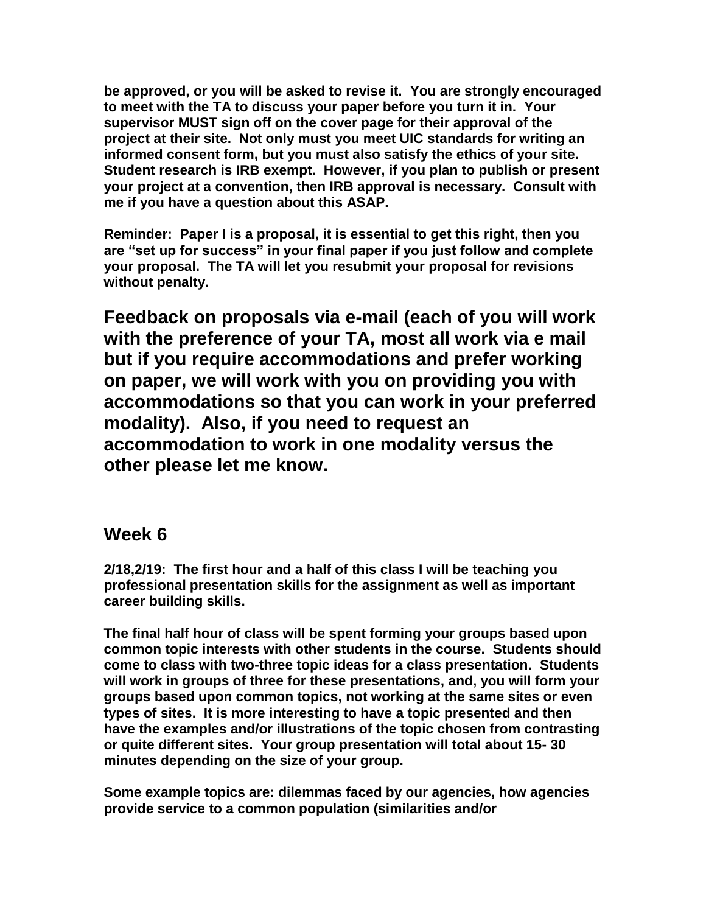**be approved, or you will be asked to revise it. You are strongly encouraged to meet with the TA to discuss your paper before you turn it in. Your supervisor MUST sign off on the cover page for their approval of the project at their site. Not only must you meet UIC standards for writing an informed consent form, but you must also satisfy the ethics of your site. Student research is IRB exempt. However, if you plan to publish or present your project at a convention, then IRB approval is necessary. Consult with me if you have a question about this ASAP.**

**Reminder: Paper I is a proposal, it is essential to get this right, then you are "set up for success" in your final paper if you just follow and complete your proposal. The TA will let you resubmit your proposal for revisions without penalty.**

**Feedback on proposals via e-mail (each of you will work with the preference of your TA, most all work via e mail but if you require accommodations and prefer working on paper, we will work with you on providing you with accommodations so that you can work in your preferred modality). Also, if you need to request an accommodation to work in one modality versus the other please let me know.**

## Week 6

**2/18,2/19: The first hour and a half of this class I will be teaching you professional presentation skills for the assignment as well as important career building skills.**

**The final half hour of class will be spent forming your groups based upon common topic interests with other students in the course. Students should come to class with two-three topic ideas for a class presentation. Students will work in groups of three for these presentations, and, you will form your groups based upon common topics, not working at the same sites or even types of sites. It is more interesting to have a topic presented and then have the examples and/or illustrations of the topic chosen from contrasting or quite different sites. Your group presentation will total about 15- 30 minutes depending on the size of your group.**

**Some example topics are: dilemmas faced by our agencies, how agencies provide service to a common population (similarities and/or**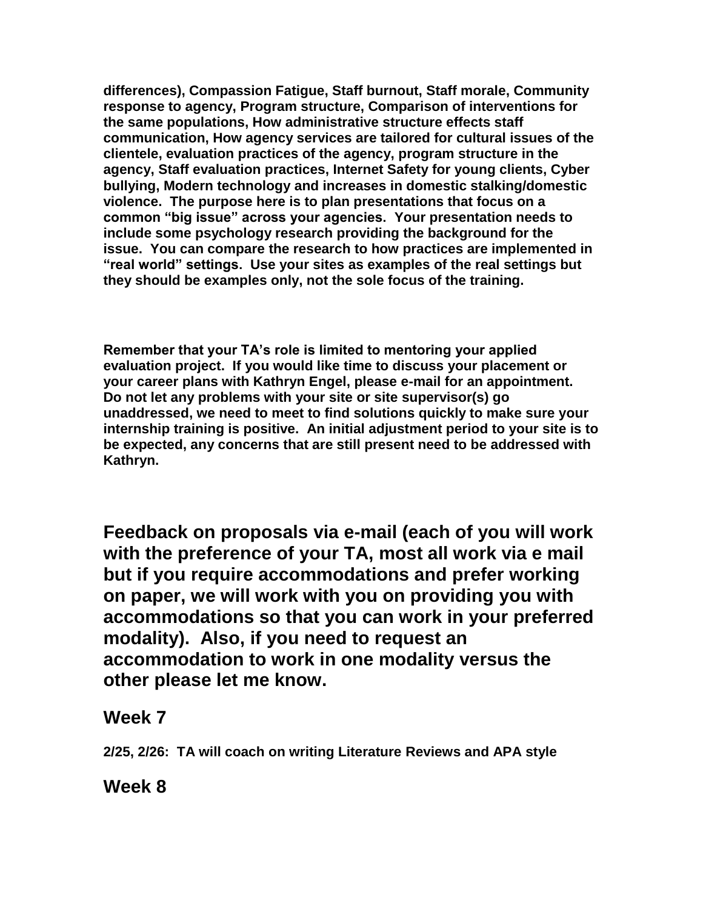**differences), Compassion Fatigue, Staff burnout, Staff morale, Community response to agency, Program structure, Comparison of interventions for the same populations, How administrative structure effects staff communication, How agency services are tailored for cultural issues of the clientele, evaluation practices of the agency, program structure in the agency, Staff evaluation practices, Internet Safety for young clients, Cyber bullying, Modern technology and increases in domestic stalking/domestic violence. The purpose here is to plan presentations that focus on a common "big issue" across your agencies. Your presentation needs to include some psychology research providing the background for the issue. You can compare the research to how practices are implemented in "real world" settings. Use your sites as examples of the real settings but they should be examples only, not the sole focus of the training.**

**Remember that your TA's role is limited to mentoring your applied evaluation project. If you would like time to discuss your placement or your career plans with Kathryn Engel, please e-mail for an appointment. Do not let any problems with your site or site supervisor(s) go unaddressed, we need to meet to find solutions quickly to make sure your internship training is positive. An initial adjustment period to your site is to be expected, any concerns that are still present need to be addressed with Kathryn.**

## Feedback on proposals via e-mail (each of you will work with the preference of your TA, most all work via e mail but if you require accommodations and prefer working on paper, we will work with you on providing you with accommodations so that you can work in your preferred modality). Also, if you need to request an accommodation to work in one modality versus the other please let me know.

## Week 7

**2/25, 2/26: TA will coach on writing Literature Reviews and APA style**

## Week 8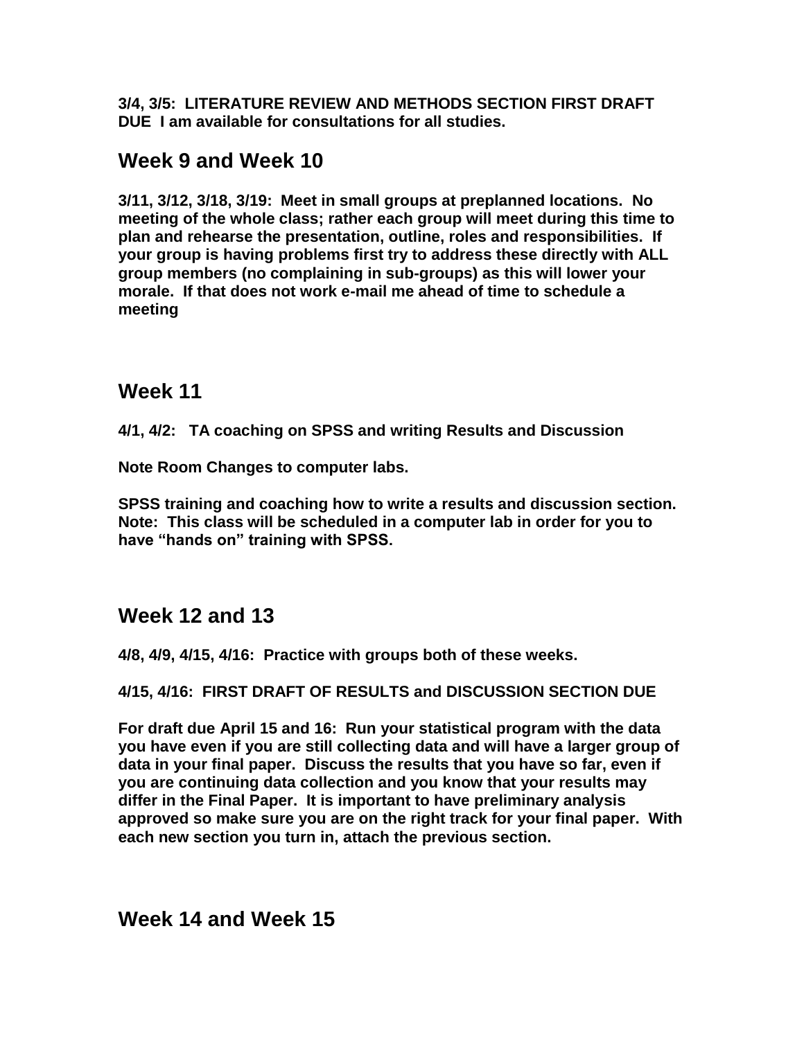**3/4, 3/5: LITERATURE REVIEW AND METHODS SECTION FIRST DRAFT DUE I am available for consultations for all studies.**

## Week 9 and Week 10

**3/11, 3/12, 3/18, 3/19: Meet in small groups at preplanned locations. No meeting of the whole class; rather each group will meet during this time to plan and rehearse the presentation, outline, roles and responsibilities. If your group is having problems first try to address these directly with ALL group members (no complaining in sub-groups) as this will lower your morale. If that does not work e-mail me ahead of time to schedule a meeting**

## Week 11

**4/1, 4/2: TA coaching on SPSS and writing Results and Discussion**

**Note Room Changes to computer labs.**

**SPSS training and coaching how to write a results and discussion section. Note: This class will be scheduled in a computer lab in order for you to have "hands on" training with SPSS.**

## Week 12 and 13

**4/8, 4/9, 4/15, 4/16: Practice with groups both of these weeks.**

**4/15, 4/16: FIRST DRAFT OF RESULTS and DISCUSSION SECTION DUE**

**For draft due April 15 and 16: Run your statistical program with the data you have even if you are still collecting data and will have a larger group of data in your final paper. Discuss the results that you have so far, even if you are continuing data collection and you know that your results may differ in the Final Paper. It is important to have preliminary analysis approved so make sure you are on the right track for your final paper. With each new section you turn in, attach the previous section.**

## Week 14 and Week 15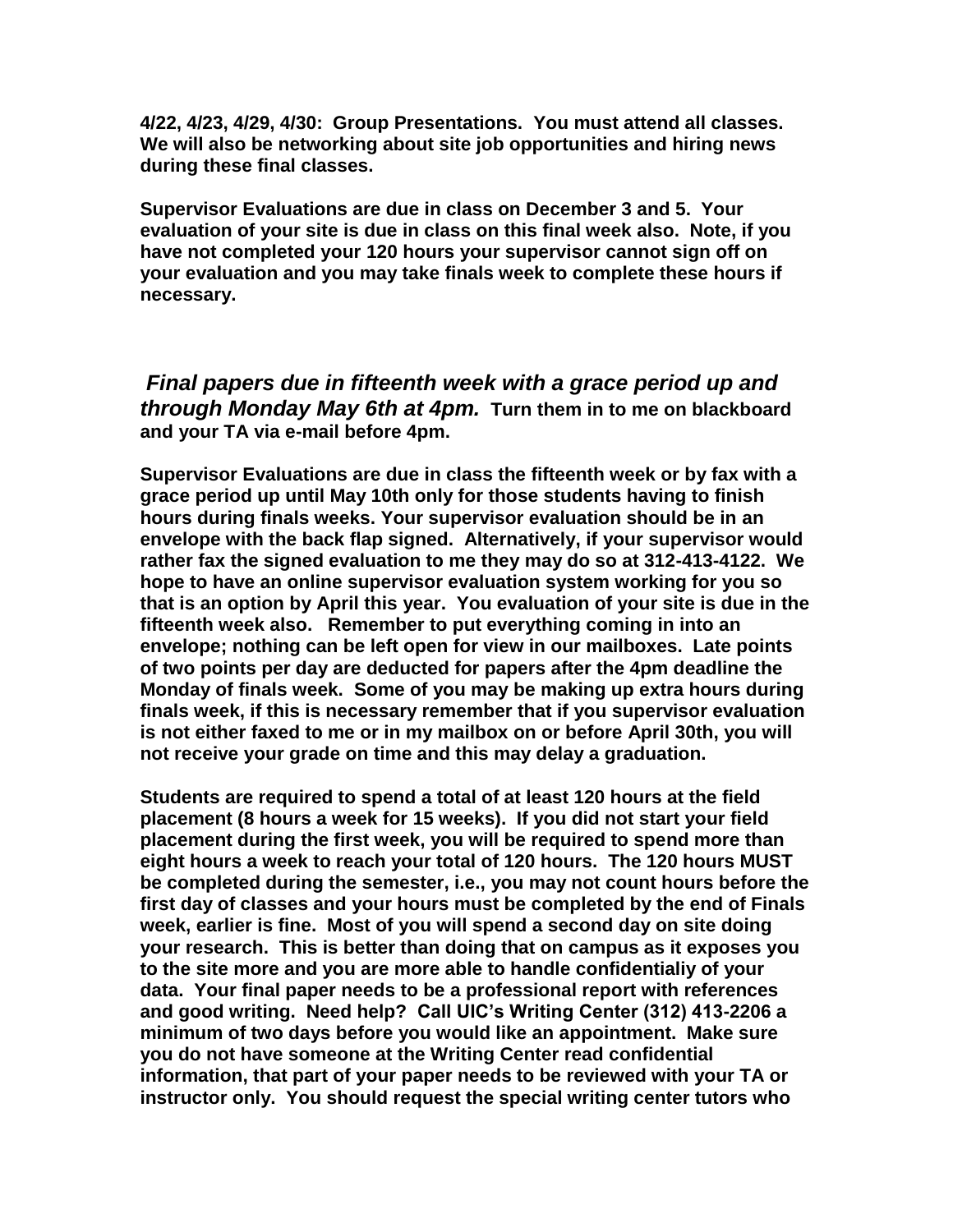**4/22, 4/23, 4/29, 4/30: Group Presentations. You must attend all classes. We will also be networking about site job opportunities and hiring news during these final classes.**

**Supervisor Evaluations are due in class on December 3 and 5. Your evaluation of your site is due in class on this final week also. Note, if you have not completed your 120 hours your supervisor cannot sign off on your evaluation and you may take finals week to complete these hours if necessary.**

***Final papers due in fifteenth week with a grace period up and through Monday May 6th at 4pm.*** **Turn them in to me on blackboard and your TA via e-mail before 4pm.**

**Supervisor Evaluations are due in class the fifteenth week or by fax with a grace period up until May 10th only for those students having to finish hours during finals weeks. Your supervisor evaluation should be in an envelope with the back flap signed. Alternatively, if your supervisor would rather fax the signed evaluation to me they may do so at 312-413-4122. We hope to have an online supervisor evaluation system working for you so that is an option by April this year. You evaluation of your site is due in the fifteenth week also. Remember to put everything coming in into an envelope; nothing can be left open for view in our mailboxes. Late points of two points per day are deducted for papers after the 4pm deadline the Monday of finals week. Some of you may be making up extra hours during finals week, if this is necessary remember that if you supervisor evaluation is not either faxed to me or in my mailbox on or before April 30th, you will not receive your grade on time and this may delay a graduation.**

**Students are required to spend a total of at least 120 hours at the field placement (8 hours a week for 15 weeks). If you did not start your field placement during the first week, you will be required to spend more than eight hours a week to reach your total of 120 hours. The 120 hours MUST be completed during the semester, i.e., you may not count hours before the first day of classes and your hours must be completed by the end of Finals week, earlier is fine. Most of you will spend a second day on site doing your research. This is better than doing that on campus as it exposes you to the site more and you are more able to handle confidentialiy of your data. Your final paper needs to be a professional report with references and good writing. Need help? Call UIC's Writing Center (312) 413-2206 a minimum of two days before you would like an appointment. Make sure you do not have someone at the Writing Center read confidential information, that part of your paper needs to be reviewed with your TA or instructor only. You should request the special writing center tutors who**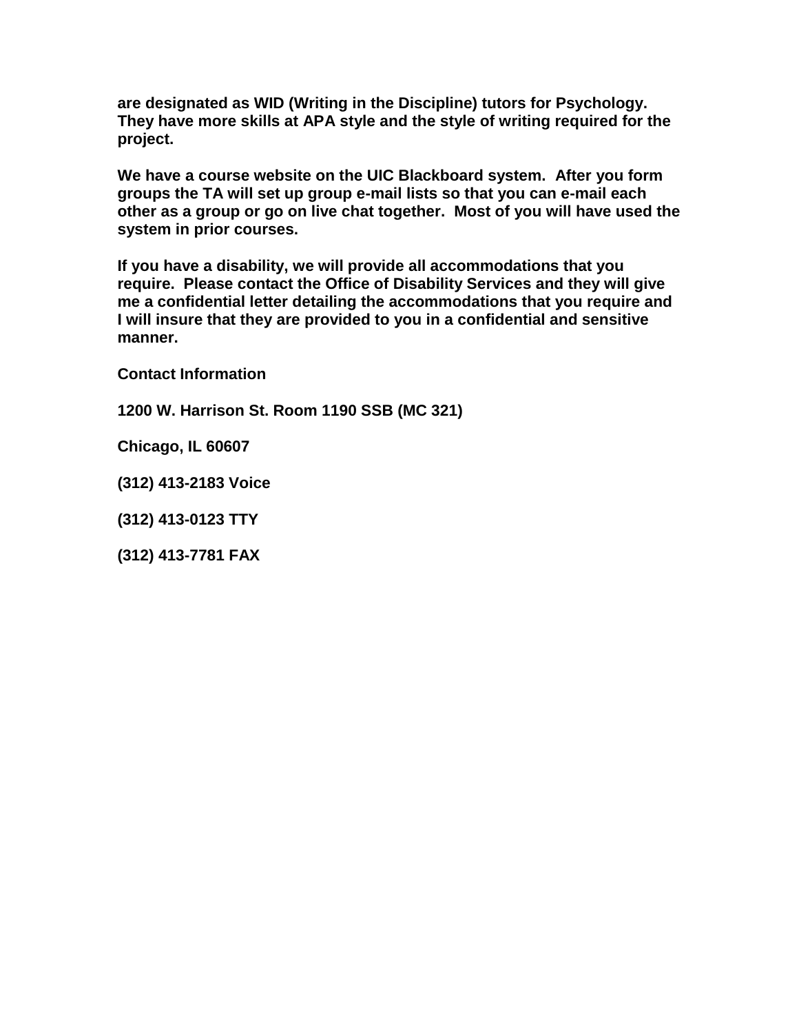**are designated as WID (Writing in the Discipline) tutors for Psychology. They have more skills at APA style and the style of writing required for the project.**

**We have a course website on the UIC Blackboard system. After you form groups the TA will set up group e-mail lists so that you can e-mail each other as a group or go on live chat together. Most of you will have used the system in prior courses.**

**If you have a disability, we will provide all accommodations that you require. Please contact the Office of Disability Services and they will give me a confidential letter detailing the accommodations that you require and I will insure that they are provided to you in a confidential and sensitive manner.**

**Contact Information**

**1200 W. Harrison St. Room 1190 SSB (MC 321)**

**Chicago, IL 60607**

**(312) 413-2183 Voice**

**(312) 413-0123 TTY**

**(312) 413-7781 FAX**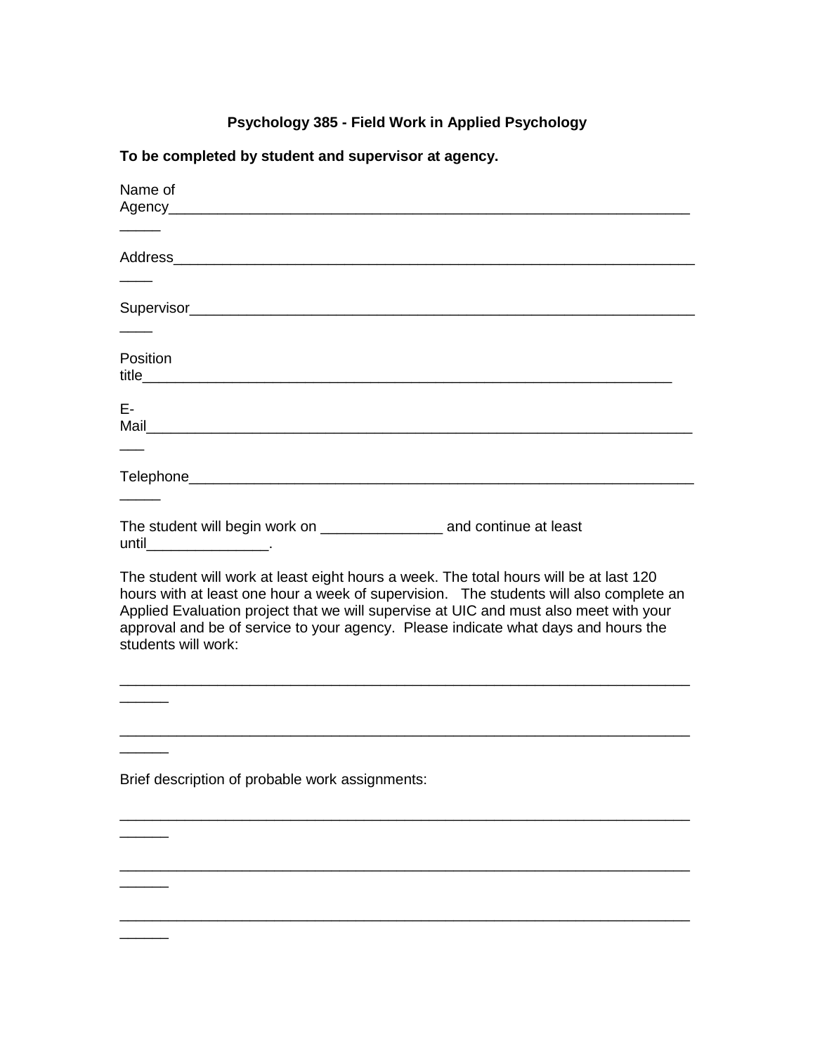**Psychology 385 - Field Work in Applied Psychology**

**To be completed by student and supervisor at agency.**

Name of Agency______________________________________________________________________

Address______________________________________________________________________

Supervisor______________________________________________________________________

Position title__________________________________________________________________

E-Mail_______________________________________________________________________

Telephone_____________________________________________________________________

The student will begin work on _______________ and continue at least until_______________.

The student will work at least eight hours a week. The total hours will be at last 120 hours with at least one hour a week of supervision. The students will also complete an Applied Evaluation project that we will supervise at UIC and must also meet with your approval and be of service to your agency. Please indicate what days and hours the students will work:

___________________________________________________________________________

___________________________________________________________________________

Brief description of probable work assignments:

___________________________________________________________________________

___________________________________________________________________________

___________________________________________________________________________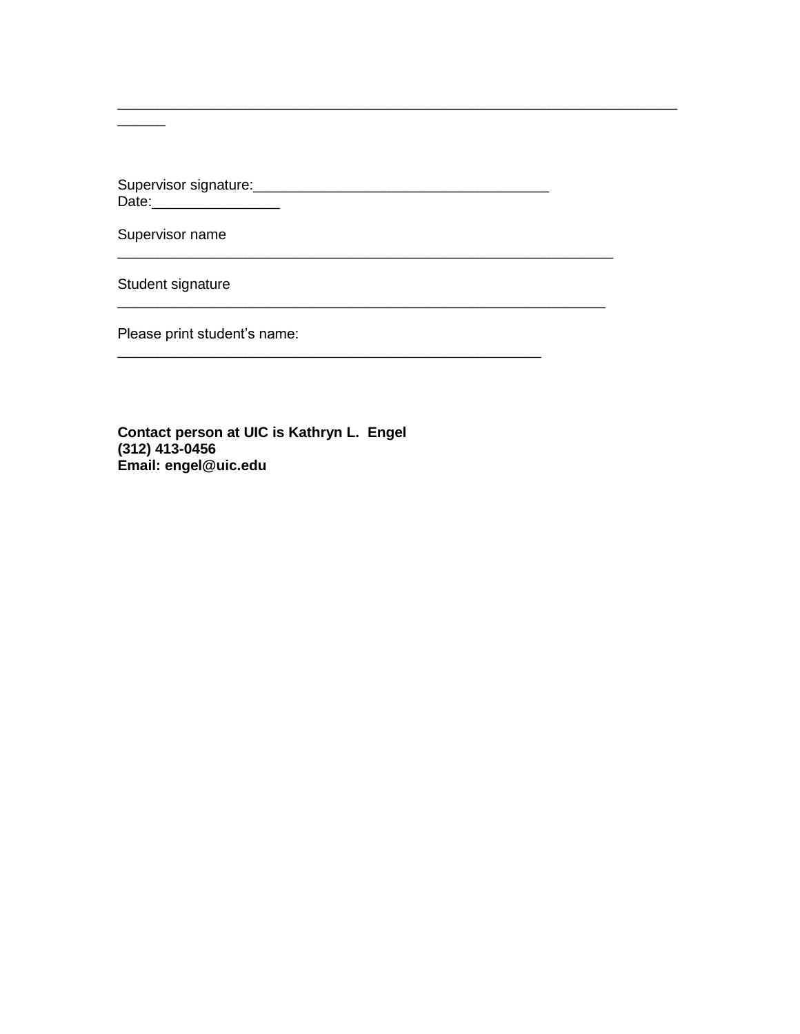______________________________________________________________________
______

Supervisor signature:_____________________________________
Date:________________

Supervisor name
______________________________________________________________

Student signature
_____________________________________________________________

Please print student's name:
_____________________________________________________

**Contact person at UIC is Kathryn L. Engel**
**(312) 413-0456**
**Email: engel@uic.edu**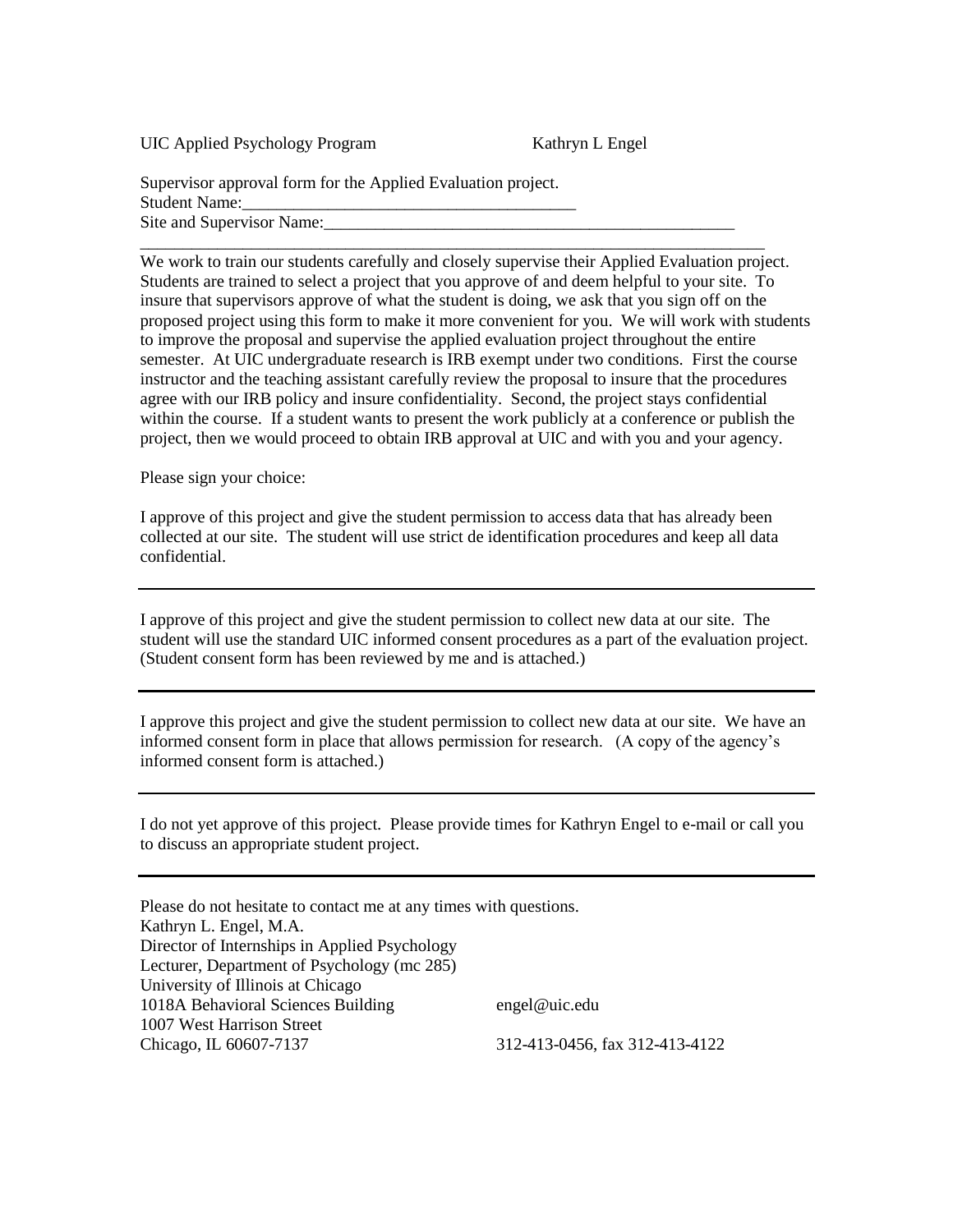UIC Applied Psychology Program Kathryn L Engel

Supervisor approval form for the Applied Evaluation project.
Student Name:________________________________________
Site and Supervisor Name:__________________________________________________
___________________________________________________________________________

We work to train our students carefully and closely supervise their Applied Evaluation project. Students are trained to select a project that you approve of and deem helpful to your site. To insure that supervisors approve of what the student is doing, we ask that you sign off on the proposed project using this form to make it more convenient for you. We will work with students to improve the proposal and supervise the applied evaluation project throughout the entire semester. At UIC undergraduate research is IRB exempt under two conditions. First the course instructor and the teaching assistant carefully review the proposal to insure that the procedures agree with our IRB policy and insure confidentiality. Second, the project stays confidential within the course. If a student wants to present the work publicly at a conference or publish the project, then we would proceed to obtain IRB approval at UIC and with you and your agency.

Please sign your choice:

I approve of this project and give the student permission to access data that has already been collected at our site. The student will use strict de identification procedures and keep all data confidential.

___________________________________________________________________________

I approve of this project and give the student permission to collect new data at our site. The student will use the standard UIC informed consent procedures as a part of the evaluation project. (Student consent form has been reviewed by me and is attached.)

___________________________________________________________________________

I approve this project and give the student permission to collect new data at our site. We have an informed consent form in place that allows permission for research. (A copy of the agency's informed consent form is attached.)

___________________________________________________________________________

I do not yet approve of this project. Please provide times for Kathryn Engel to e-mail or call you to discuss an appropriate student project.

___________________________________________________________________________

Please do not hesitate to contact me at any times with questions.
Kathryn L. Engel, M.A.
Director of Internships in Applied Psychology
Lecturer, Department of Psychology (mc 285)
University of Illinois at Chicago
1018A Behavioral Sciences Building engel@uic.edu
1007 West Harrison Street
Chicago, IL 60607-7137 312-413-0456, fax 312-413-4122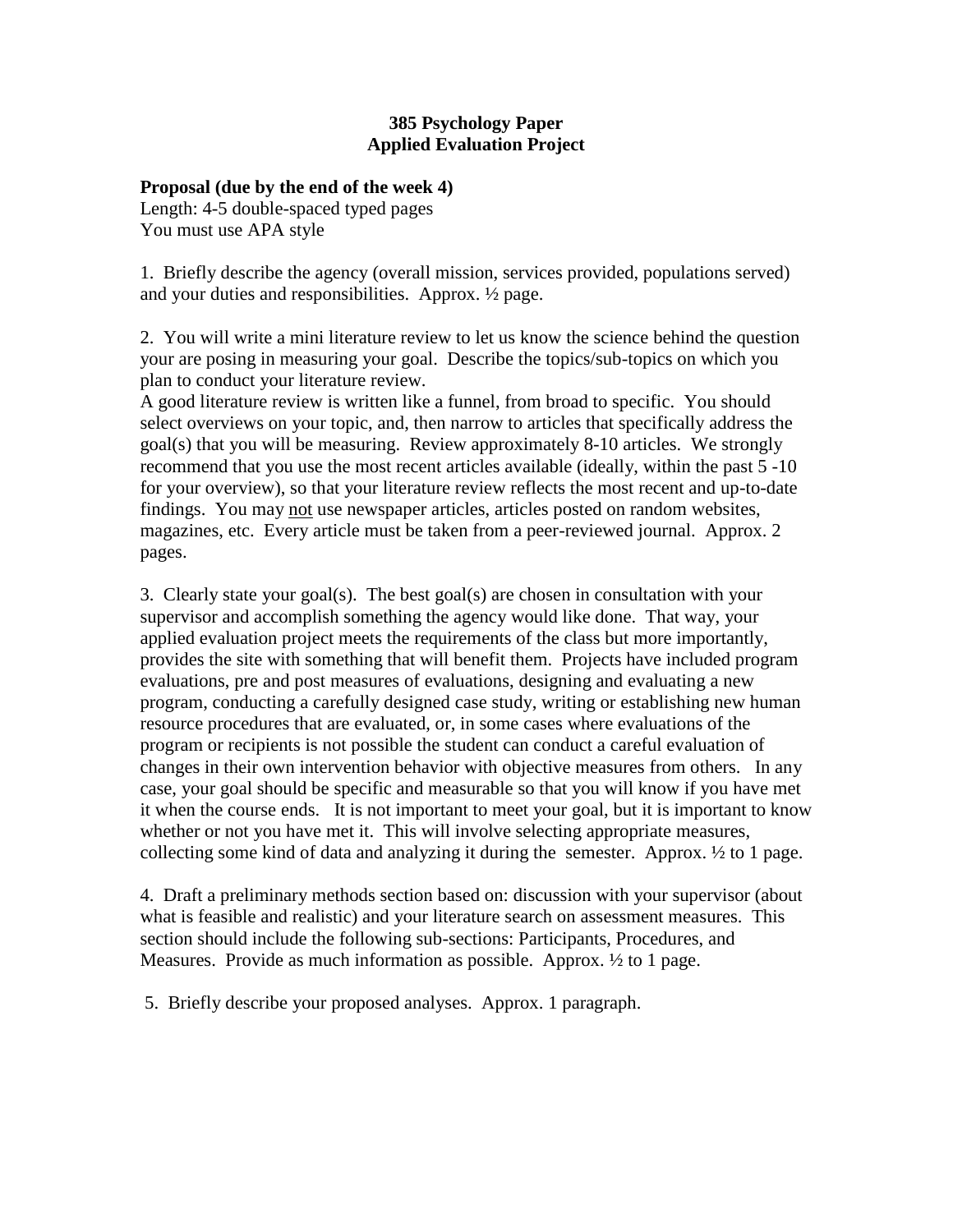**385 Psychology Paper**
**Applied Evaluation Project**

**Proposal (due by the end of the week 4)**
Length: 4-5 double-spaced typed pages
You must use APA style

1. Briefly describe the agency (overall mission, services provided, populations served) and your duties and responsibilities. Approx. ½ page.

2. You will write a mini literature review to let us know the science behind the question your are posing in measuring your goal. Describe the topics/sub-topics on which you plan to conduct your literature review.
A good literature review is written like a funnel, from broad to specific. You should select overviews on your topic, and, then narrow to articles that specifically address the goal(s) that you will be measuring. Review approximately 8-10 articles. We strongly recommend that you use the most recent articles available (ideally, within the past 5 -10 for your overview), so that your literature review reflects the most recent and up-to-date findings. You may <u>not</u> use newspaper articles, articles posted on random websites, magazines, etc. Every article must be taken from a peer-reviewed journal. Approx. 2 pages.

3. Clearly state your goal(s). The best goal(s) are chosen in consultation with your supervisor and accomplish something the agency would like done. That way, your applied evaluation project meets the requirements of the class but more importantly, provides the site with something that will benefit them. Projects have included program evaluations, pre and post measures of evaluations, designing and evaluating a new program, conducting a carefully designed case study, writing or establishing new human resource procedures that are evaluated, or, in some cases where evaluations of the program or recipients is not possible the student can conduct a careful evaluation of changes in their own intervention behavior with objective measures from others. In any case, your goal should be specific and measurable so that you will know if you have met it when the course ends. It is not important to meet your goal, but it is important to know whether or not you have met it. This will involve selecting appropriate measures, collecting some kind of data and analyzing it during the semester. Approx. ½ to 1 page.

4. Draft a preliminary methods section based on: discussion with your supervisor (about what is feasible and realistic) and your literature search on assessment measures. This section should include the following sub-sections: Participants, Procedures, and Measures. Provide as much information as possible. Approx. ½ to 1 page.

5. Briefly describe your proposed analyses. Approx. 1 paragraph.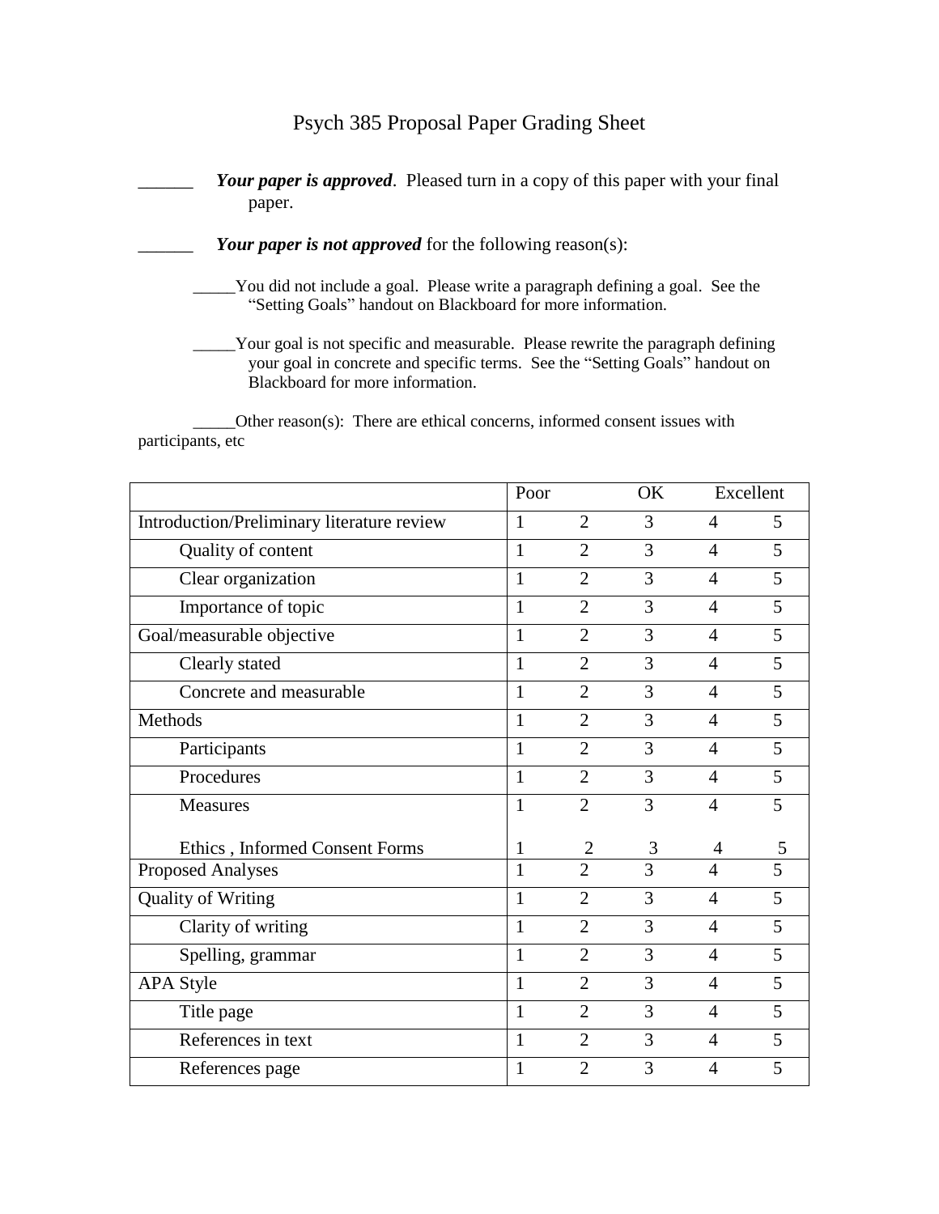# Psych 385 Proposal Paper Grading Sheet

______ ***Your paper is approved***. Pleased turn in a copy of this paper with your final paper.

______ ***Your paper is not approved*** for the following reason(s):

_____You did not include a goal. Please write a paragraph defining a goal. See the "Setting Goals" handout on Blackboard for more information.

_____Your goal is not specific and measurable. Please rewrite the paragraph defining your goal in concrete and specific terms. See the "Setting Goals" handout on Blackboard for more information.

_____Other reason(s): There are ethical concerns, informed consent issues with participants, etc

| | Poor | | OK | | Excellent |
|---|---|---|---|---|---|
| Introduction/Preliminary literature review | 1 | 2 | 3 | 4 | 5 |
| Quality of content | 1 | 2 | 3 | 4 | 5 |
| Clear organization | 1 | 2 | 3 | 4 | 5 |
| Importance of topic | 1 | 2 | 3 | 4 | 5 |
| Goal/measurable objective | 1 | 2 | 3 | 4 | 5 |
| Clearly stated | 1 | 2 | 3 | 4 | 5 |
| Concrete and measurable | 1 | 2 | 3 | 4 | 5 |
| Methods | 1 | 2 | 3 | 4 | 5 |
| Participants | 1 | 2 | 3 | 4 | 5 |
| Procedures | 1 | 2 | 3 | 4 | 5 |
| Measures | 1 | 2 | 3 | 4 | 5 |
| Ethics , Informed Consent Forms | 1 | 2 | 3 | 4 | 5 |
| Proposed Analyses | 1 | 2 | 3 | 4 | 5 |
| Quality of Writing | 1 | 2 | 3 | 4 | 5 |
| Clarity of writing | 1 | 2 | 3 | 4 | 5 |
| Spelling, grammar | 1 | 2 | 3 | 4 | 5 |
| APA Style | 1 | 2 | 3 | 4 | 5 |
| Title page | 1 | 2 | 3 | 4 | 5 |
| References in text | 1 | 2 | 3 | 4 | 5 |
| References page | 1 | 2 | 3 | 4 | 5 |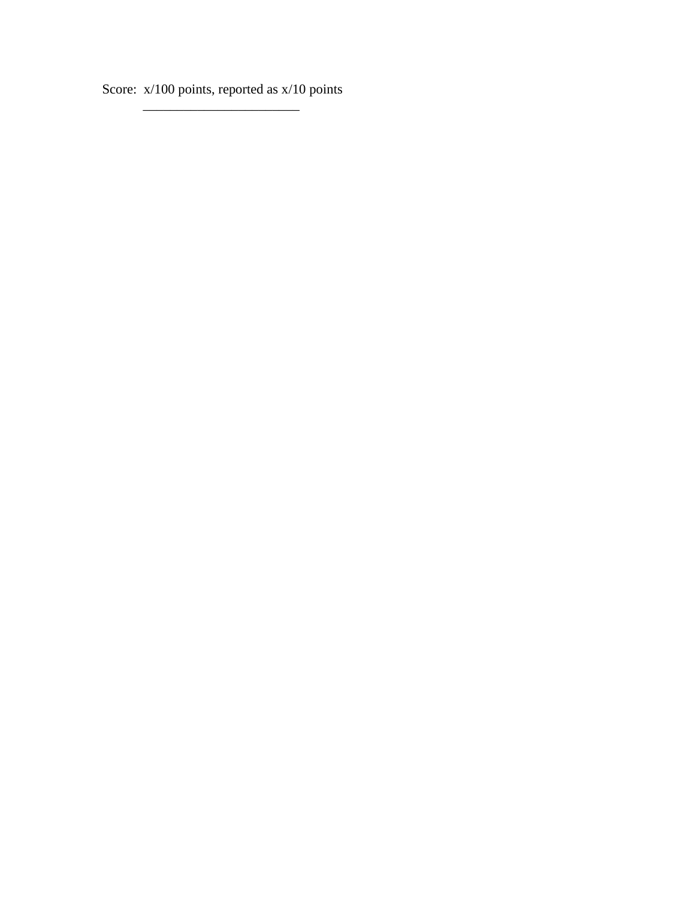Score: x/100 points, reported as x/10 points

\_\_\_\_\_\_\_\_\_\_\_\_\_\_\_\_\_\_\_\_\_\_\_\_\_\_\_\_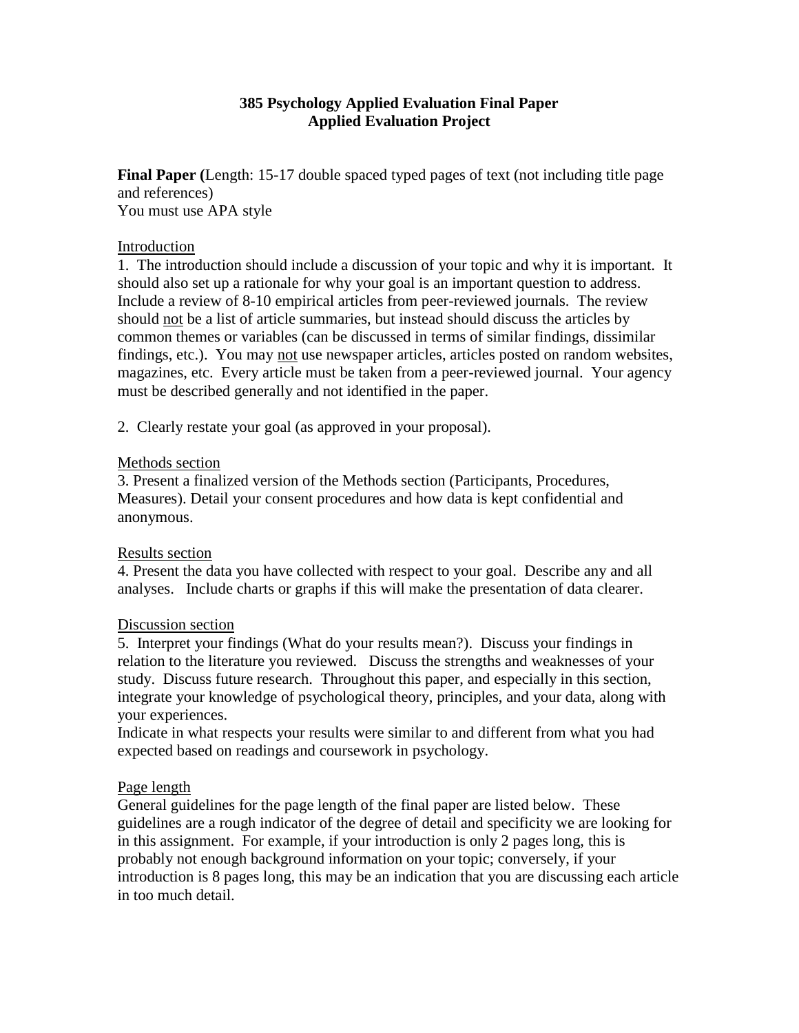**385 Psychology Applied Evaluation Final Paper**
**Applied Evaluation Project**

**Final Paper (**Length: 15-17 double spaced typed pages of text (not including title page and references)
You must use APA style

Introduction

1. The introduction should include a discussion of your topic and why it is important. It should also set up a rationale for why your goal is an important question to address. Include a review of 8-10 empirical articles from peer-reviewed journals. The review should not be a list of article summaries, but instead should discuss the articles by common themes or variables (can be discussed in terms of similar findings, dissimilar findings, etc.). You may not use newspaper articles, articles posted on random websites, magazines, etc. Every article must be taken from a peer-reviewed journal. Your agency must be described generally and not identified in the paper.

2. Clearly restate your goal (as approved in your proposal).

Methods section

3. Present a finalized version of the Methods section (Participants, Procedures, Measures). Detail your consent procedures and how data is kept confidential and anonymous.

Results section

4. Present the data you have collected with respect to your goal. Describe any and all analyses. Include charts or graphs if this will make the presentation of data clearer.

Discussion section

5. Interpret your findings (What do your results mean?). Discuss your findings in relation to the literature you reviewed. Discuss the strengths and weaknesses of your study. Discuss future research. Throughout this paper, and especially in this section, integrate your knowledge of psychological theory, principles, and your data, along with your experiences.
Indicate in what respects your results were similar to and different from what you had expected based on readings and coursework in psychology.

Page length

General guidelines for the page length of the final paper are listed below. These guidelines are a rough indicator of the degree of detail and specificity we are looking for in this assignment. For example, if your introduction is only 2 pages long, this is probably not enough background information on your topic; conversely, if your introduction is 8 pages long, this may be an indication that you are discussing each article in too much detail.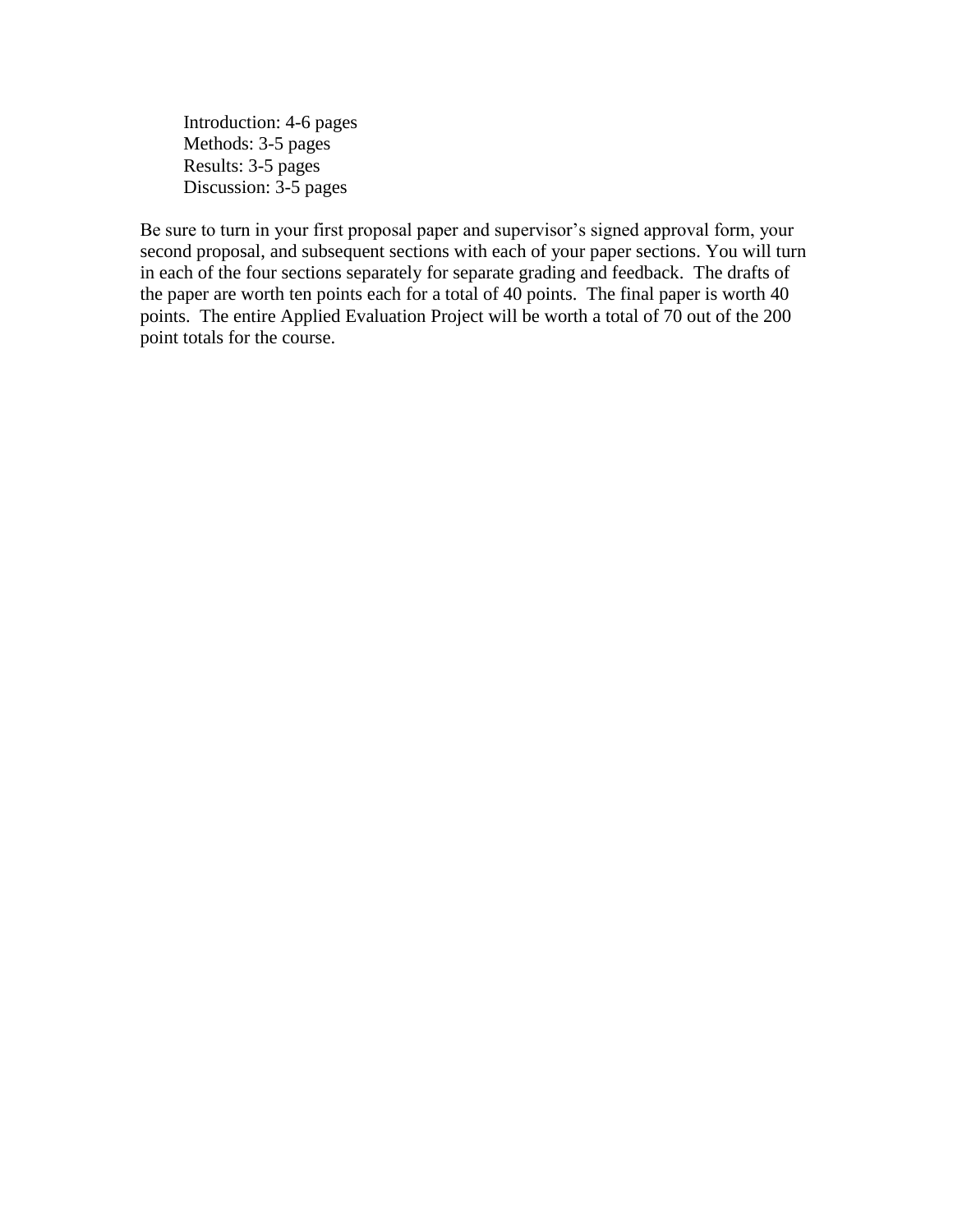Introduction: 4-6 pages
Methods: 3-5 pages
Results: 3-5 pages
Discussion: 3-5 pages

Be sure to turn in your first proposal paper and supervisor's signed approval form, your second proposal, and subsequent sections with each of your paper sections. You will turn in each of the four sections separately for separate grading and feedback. The drafts of the paper are worth ten points each for a total of 40 points. The final paper is worth 40 points. The entire Applied Evaluation Project will be worth a total of 70 out of the 200 point totals for the course.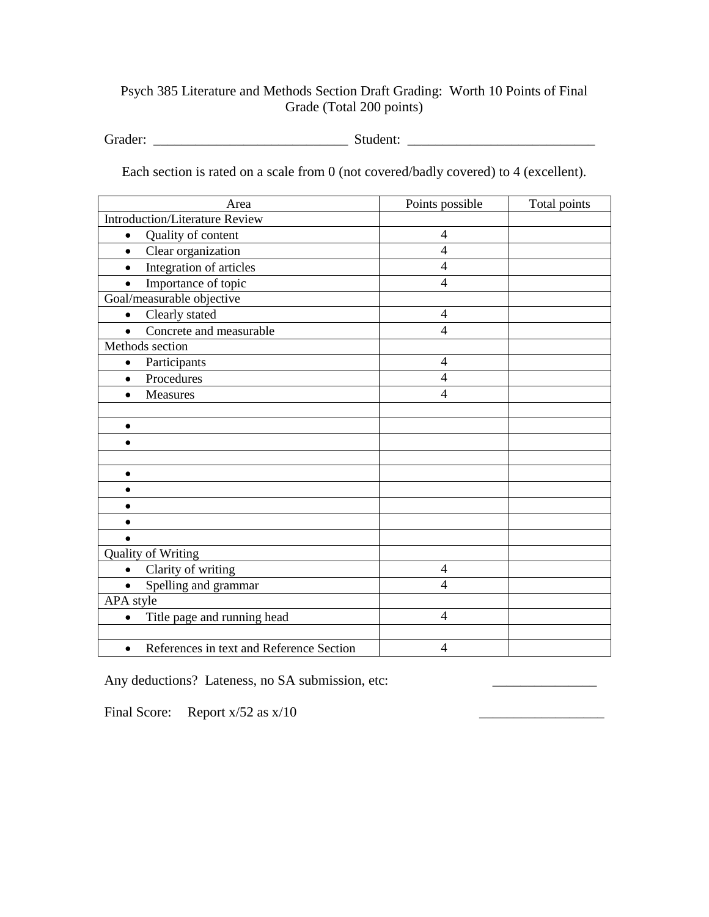Psych 385 Literature and Methods Section Draft Grading: Worth 10 Points of Final Grade (Total 200 points)

Grader: ____________________________ Student: ___________________________

Each section is rated on a scale from 0 (not covered/badly covered) to 4 (excellent).

| Area | Points possible | Total points |
|---|---|---|
| Introduction/Literature Review | | |
| • Quality of content | 4 | |
| • Clear organization | 4 | |
| • Integration of articles | 4 | |
| • Importance of topic | 4 | |
| Goal/measurable objective | | |
| • Clearly stated | 4 | |
| • Concrete and measurable | 4 | |
| Methods section | | |
| • Participants | 4 | |
| • Procedures | 4 | |
| • Measures | 4 | |
| | | |
| • | | |
| • | | |
| | | |
| • | | |
| • | | |
| • | | |
| • | | |
| • | | |
| Quality of Writing | | |
| • Clarity of writing | 4 | |
| • Spelling and grammar | 4 | |
| APA style | | |
| • Title page and running head | 4 | |
| | | |
| • References in text and Reference Section | 4 | |

Any deductions? Lateness, no SA submission, etc: _______________

Final Score: Report x/52 as x/10 __________________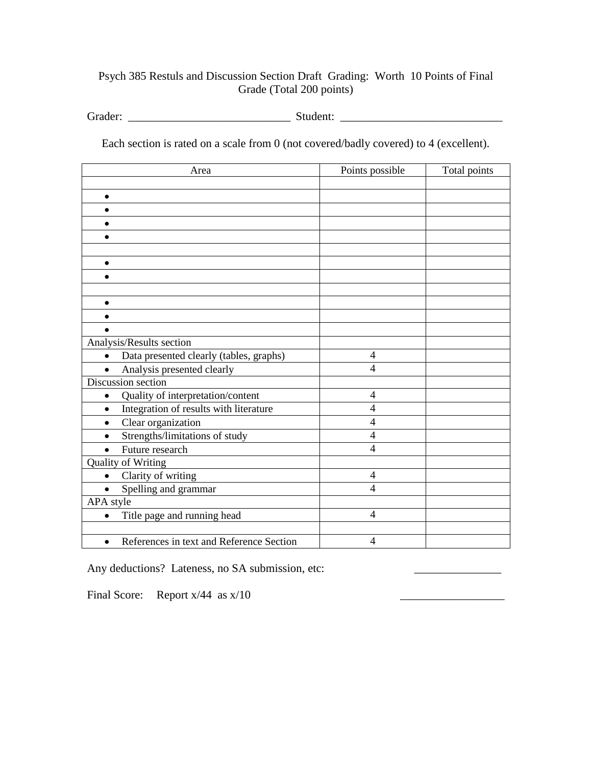Psych 385 Restuls and Discussion Section Draft Grading: Worth 10 Points of Final Grade (Total 200 points)

Grader: ____________________________ Student: ____________________________

Each section is rated on a scale from 0 (not covered/badly covered) to 4 (excellent).

| Area | Points possible | Total points |
|---|---|---|
| | | |
| • | | |
| • | | |
| • | | |
| • | | |
| | | |
| • | | |
| • | | |
| | | |
| • | | |
| • | | |
| • | | |
| Analysis/Results section | | |
| • Data presented clearly (tables, graphs) | 4 | |
| • Analysis presented clearly | 4 | |
| Discussion section | | |
| • Quality of interpretation/content | 4 | |
| • Integration of results with literature | 4 | |
| • Clear organization | 4 | |
| • Strengths/limitations of study | 4 | |
| • Future research | 4 | |
| Quality of Writing | | |
| • Clarity of writing | 4 | |
| • Spelling and grammar | 4 | |
| APA style | | |
| • Title page and running head | 4 | |
| | | |
| • References in text and Reference Section | 4 | |

Any deductions? Lateness, no SA submission, etc: _______________

Final Score: Report x/44 as x/10 __________________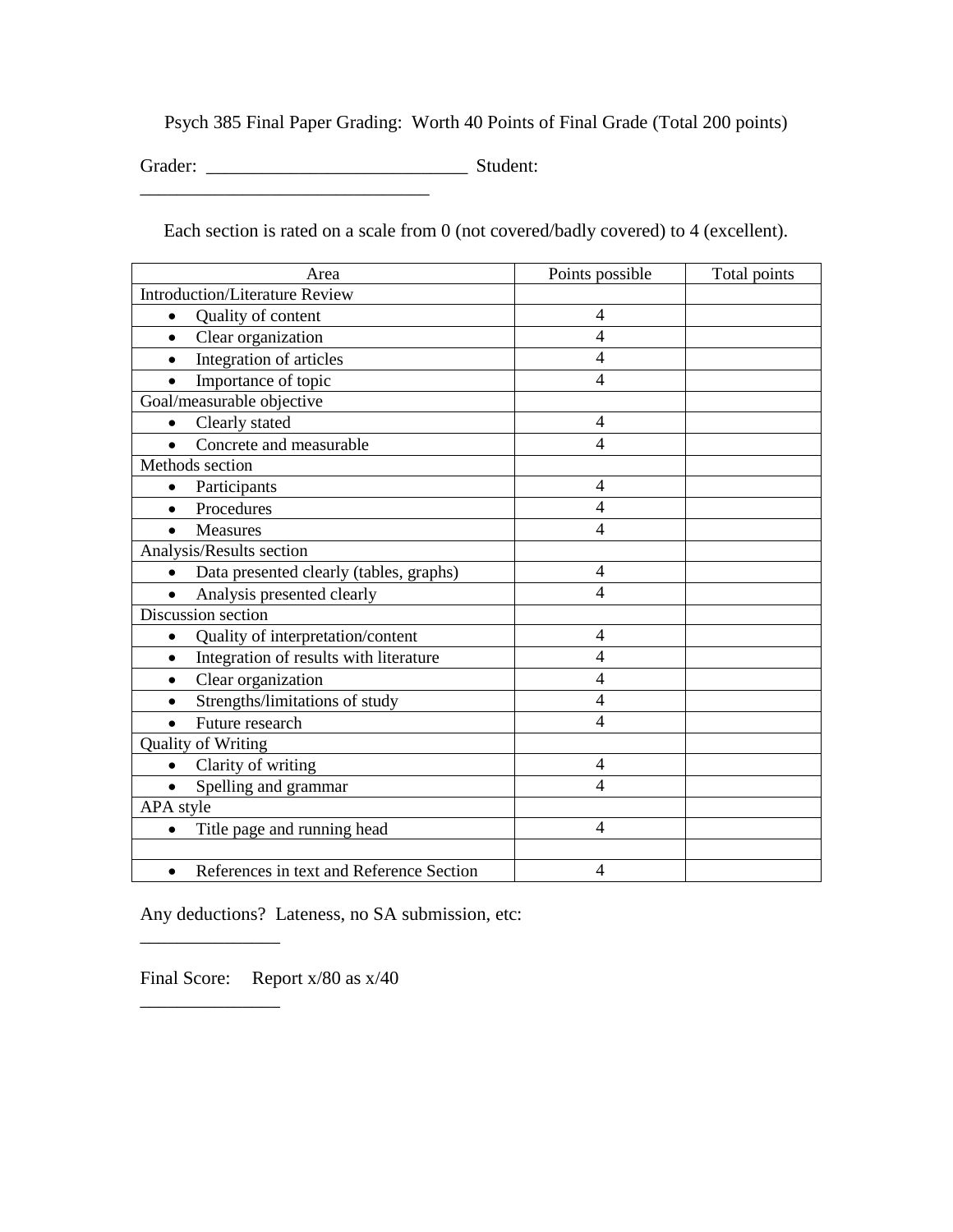Psych 385 Final Paper Grading: Worth 40 Points of Final Grade (Total 200 points)

Grader: ____________________________ Student: ________________________________

Each section is rated on a scale from 0 (not covered/badly covered) to 4 (excellent).

| Area | Points possible | Total points |
|---|---|---|
| Introduction/Literature Review | | |
| • Quality of content | 4 | |
| • Clear organization | 4 | |
| • Integration of articles | 4 | |
| • Importance of topic | 4 | |
| Goal/measurable objective | | |
| • Clearly stated | 4 | |
| • Concrete and measurable | 4 | |
| Methods section | | |
| • Participants | 4 | |
| • Procedures | 4 | |
| • Measures | 4 | |
| Analysis/Results section | | |
| • Data presented clearly (tables, graphs) | 4 | |
| • Analysis presented clearly | 4 | |
| Discussion section | | |
| • Quality of interpretation/content | 4 | |
| • Integration of results with literature | 4 | |
| • Clear organization | 4 | |
| • Strengths/limitations of study | 4 | |
| • Future research | 4 | |
| Quality of Writing | | |
| • Clarity of writing | 4 | |
| • Spelling and grammar | 4 | |
| APA style | | |
| • Title page and running head | 4 | |
| | | |
| • References in text and Reference Section | 4 | |

Any deductions? Lateness, no SA submission, etc: _______________

Final Score: Report x/80 as x/40 _______________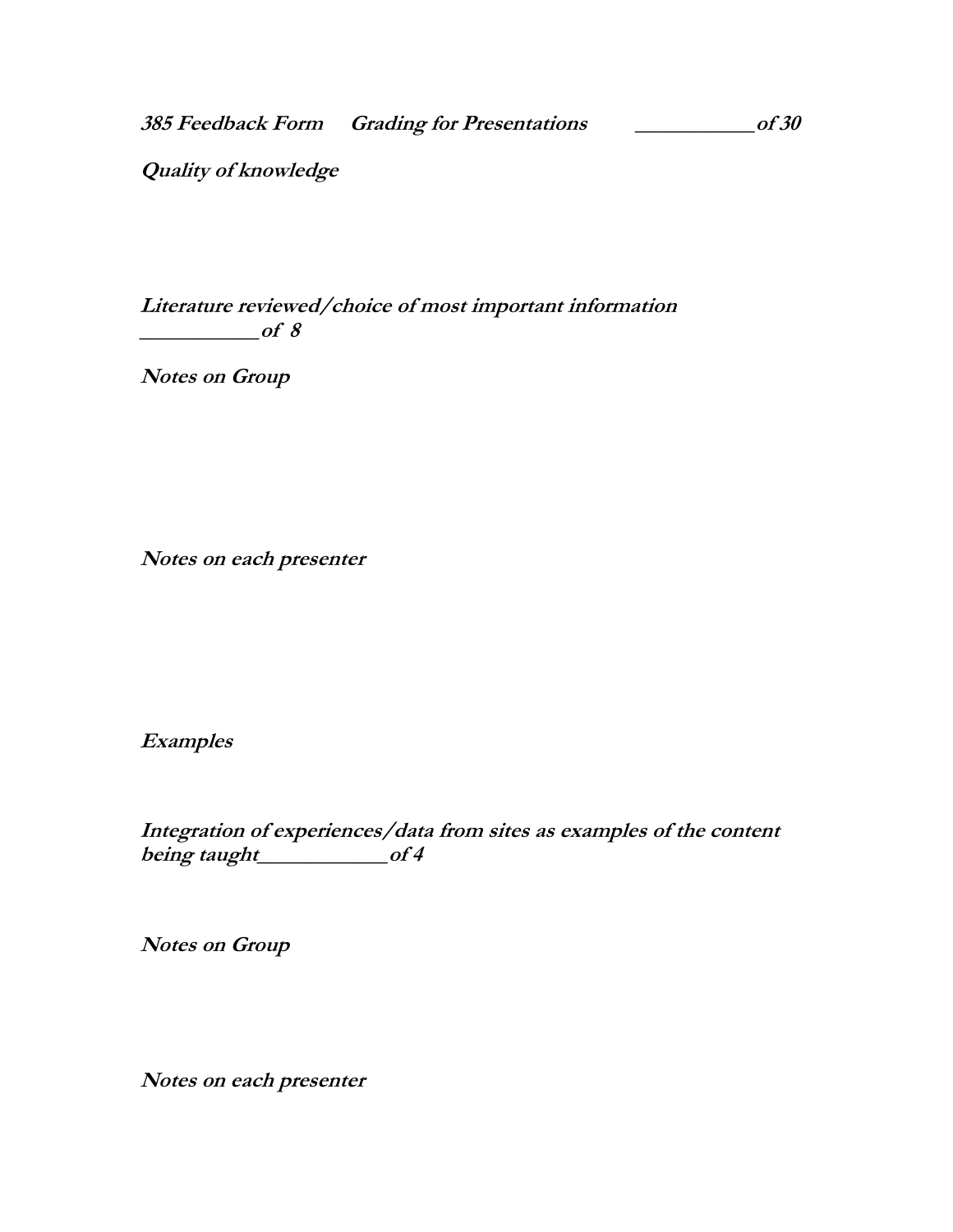***385 Feedback Form   Grading for Presentations   __________ of 30***

***Quality of knowledge***

***Literature reviewed/choice of most important information __________ of 8***

***Notes on Group***

***Notes on each presenter***

***Examples***

***Integration of experiences/data from sites as examples of the content being taught___________ of 4***

***Notes on Group***

***Notes on each presenter***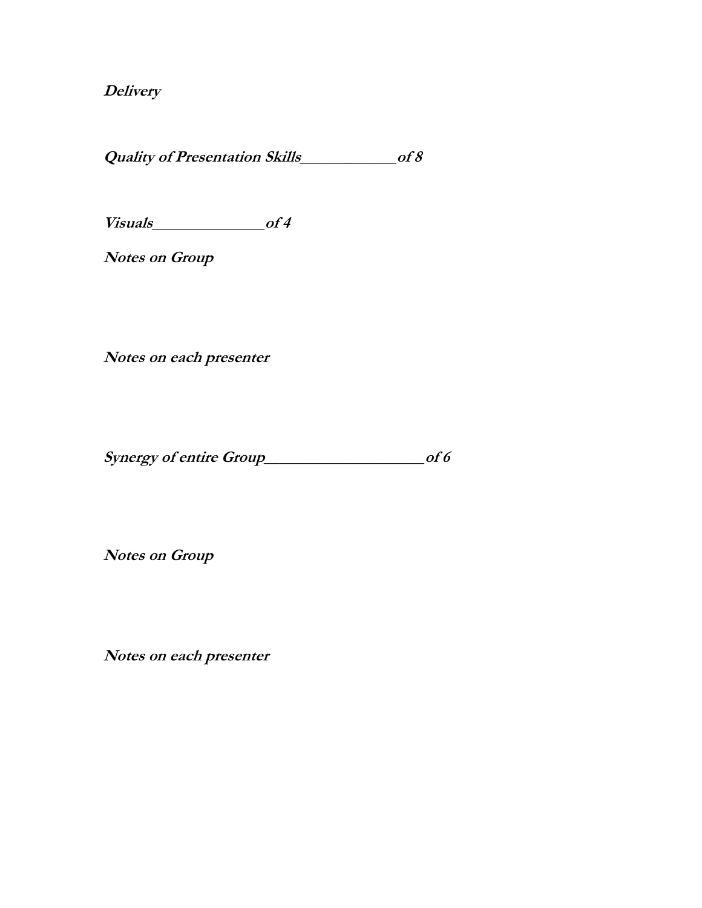***Delivery***

***Quality of Presentation Skills____________of 8***

***Visuals______________of 4***

***Notes on Group***

***Notes on each presenter***

***Synergy of entire Group____________________of 6***

***Notes on Group***

***Notes on each presenter***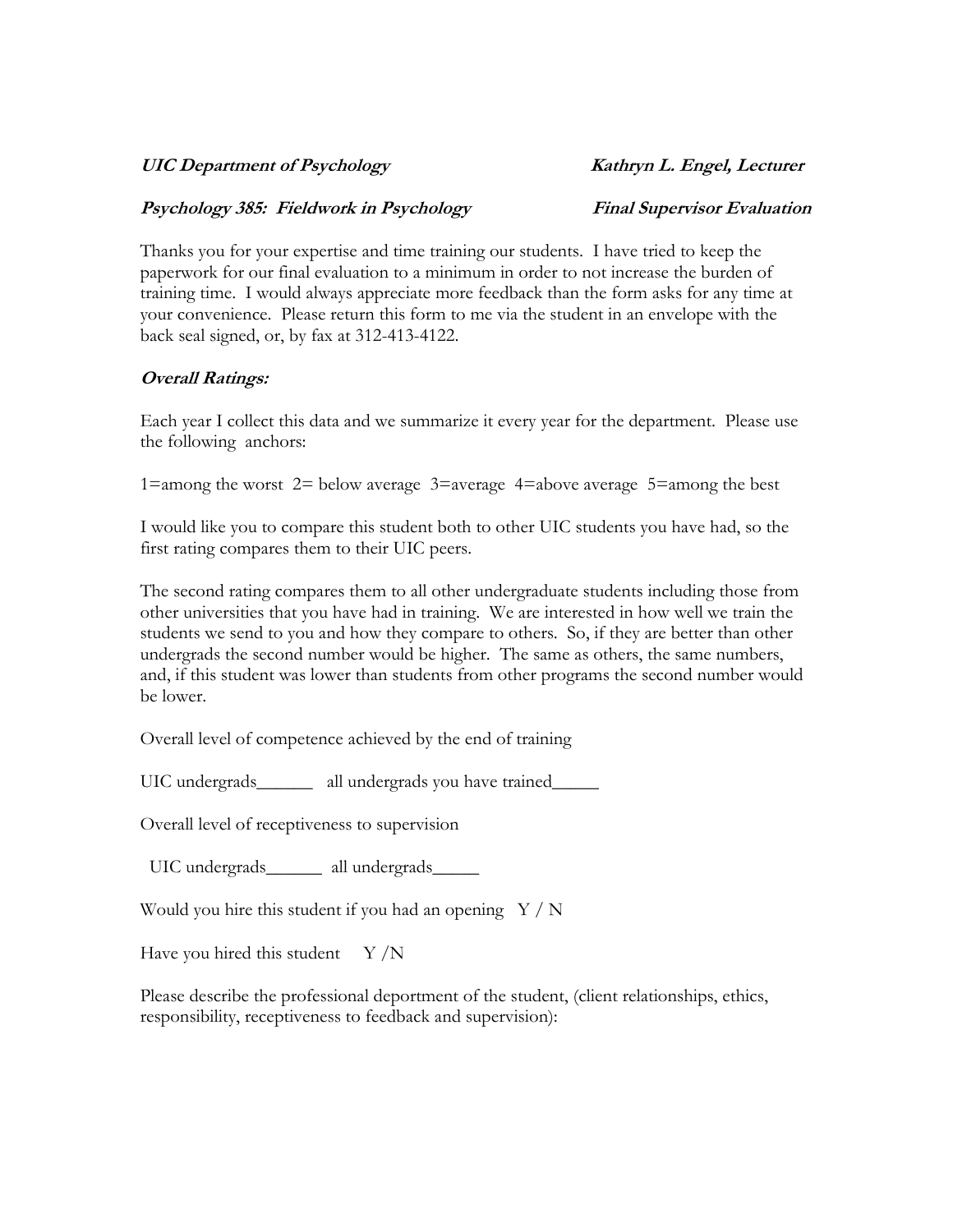***UIC Department of Psychology*** ***Kathryn L. Engel, Lecturer***

***Psychology 385: Fieldwork in Psychology*** ***Final Supervisor Evaluation***

Thanks you for your expertise and time training our students. I have tried to keep the paperwork for our final evaluation to a minimum in order to not increase the burden of training time. I would always appreciate more feedback than the form asks for any time at your convenience. Please return this form to me via the student in an envelope with the back seal signed, or, by fax at 312-413-4122.

***Overall Ratings:***

Each year I collect this data and we summarize it every year for the department. Please use the following anchors:

1=among the worst 2= below average 3=average 4=above average 5=among the best

I would like you to compare this student both to other UIC students you have had, so the first rating compares them to their UIC peers.

The second rating compares them to all other undergraduate students including those from other universities that you have had in training. We are interested in how well we train the students we send to you and how they compare to others. So, if they are better than other undergrads the second number would be higher. The same as others, the same numbers, and, if this student was lower than students from other programs the second number would be lower.

Overall level of competence achieved by the end of training

UIC undergrads______ all undergrads you have trained_____

Overall level of receptiveness to supervision

UIC undergrads______ all undergrads_____

Would you hire this student if you had an opening Y / N

Have you hired this student Y /N

Please describe the professional deportment of the student, (client relationships, ethics, responsibility, receptiveness to feedback and supervision):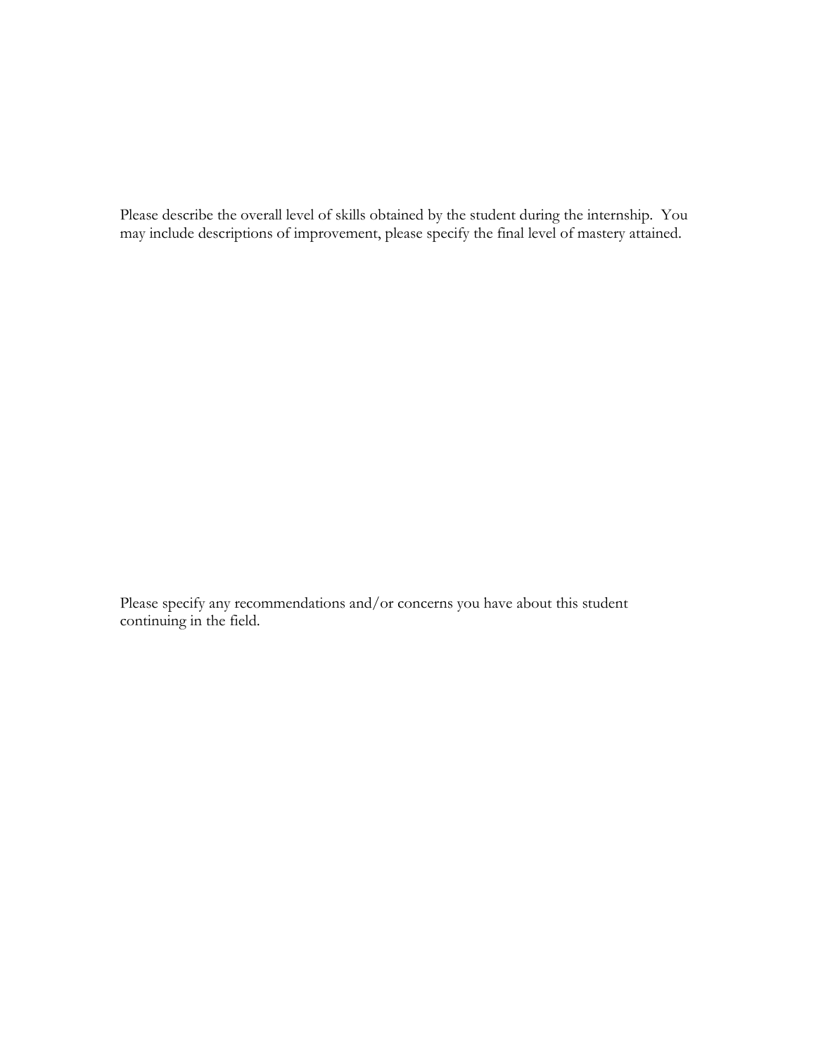Please describe the overall level of skills obtained by the student during the internship. You may include descriptions of improvement, please specify the final level of mastery attained.

Please specify any recommendations and/or concerns you have about this student continuing in the field.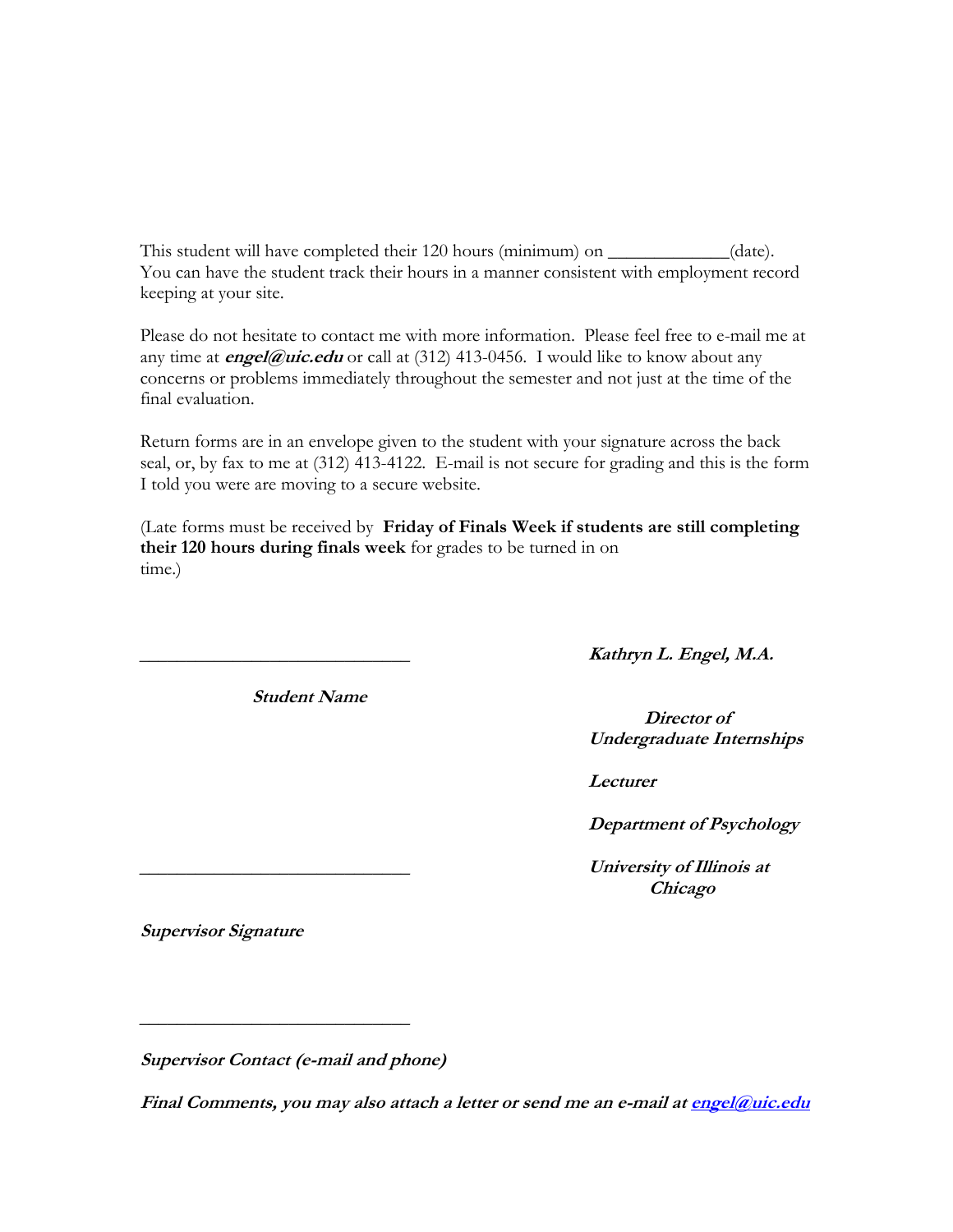This student will have completed their 120 hours (minimum) on _____________(date). You can have the student track their hours in a manner consistent with employment record keeping at your site.

Please do not hesitate to contact me with more information. Please feel free to e-mail me at any time at ***engel@uic.edu*** or call at (312) 413-0456. I would like to know about any concerns or problems immediately throughout the semester and not just at the time of the final evaluation.

Return forms are in an envelope given to the student with your signature across the back seal, or, by fax to me at (312) 413-4122. E-mail is not secure for grading and this is the form I told you were are moving to a secure website.

(Late forms must be received by **Friday of Finals Week if students are still completing their 120 hours during finals week** for grades to be turned in on time.)

_____________________________

***Student Name***

_____________________________

***Supervisor Signature***

_____________________________

***Supervisor Contact (e-mail and phone)***

***Kathryn L. Engel, M.A.***

***Director of Undergraduate Internships***

***Lecturer***

***Department of Psychology***

***University of Illinois at Chicago***

***Final Comments, you may also attach a letter or send me an e-mail at engel@uic.edu***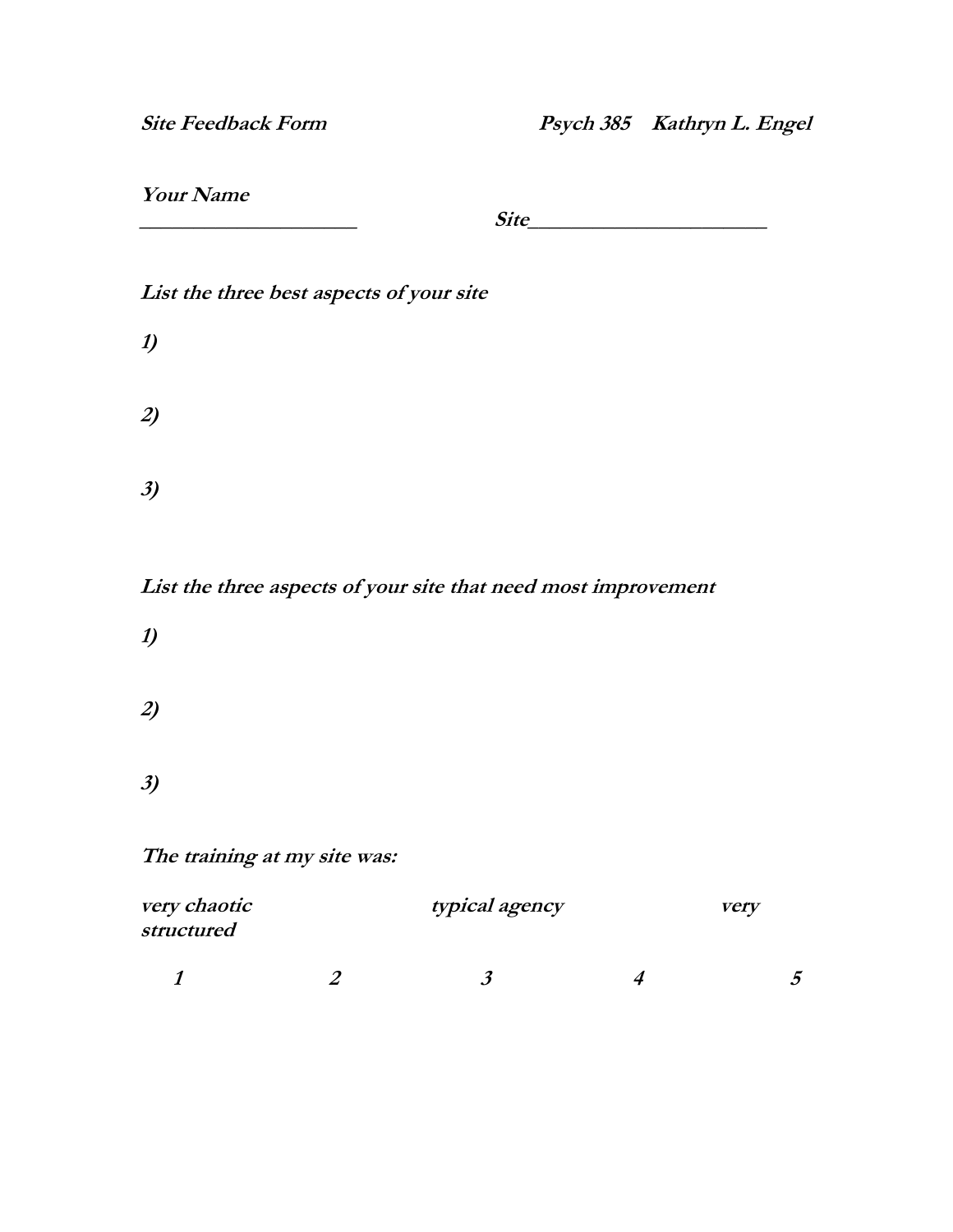***Site Feedback Form*** ***Psych 385 Kathryn L. Engel***

***Your Name***
___________________ ***Site***______________________

***List the three best aspects of your site***

***1)***

***2)***

***3)***

***List the three aspects of your site that need most improvement***

***1)***

***2)***

***3)***

***The training at my site was:***

***very chaotic*** ***typical agency*** ***very structured***

***1*** ***2*** ***3*** ***4*** ***5***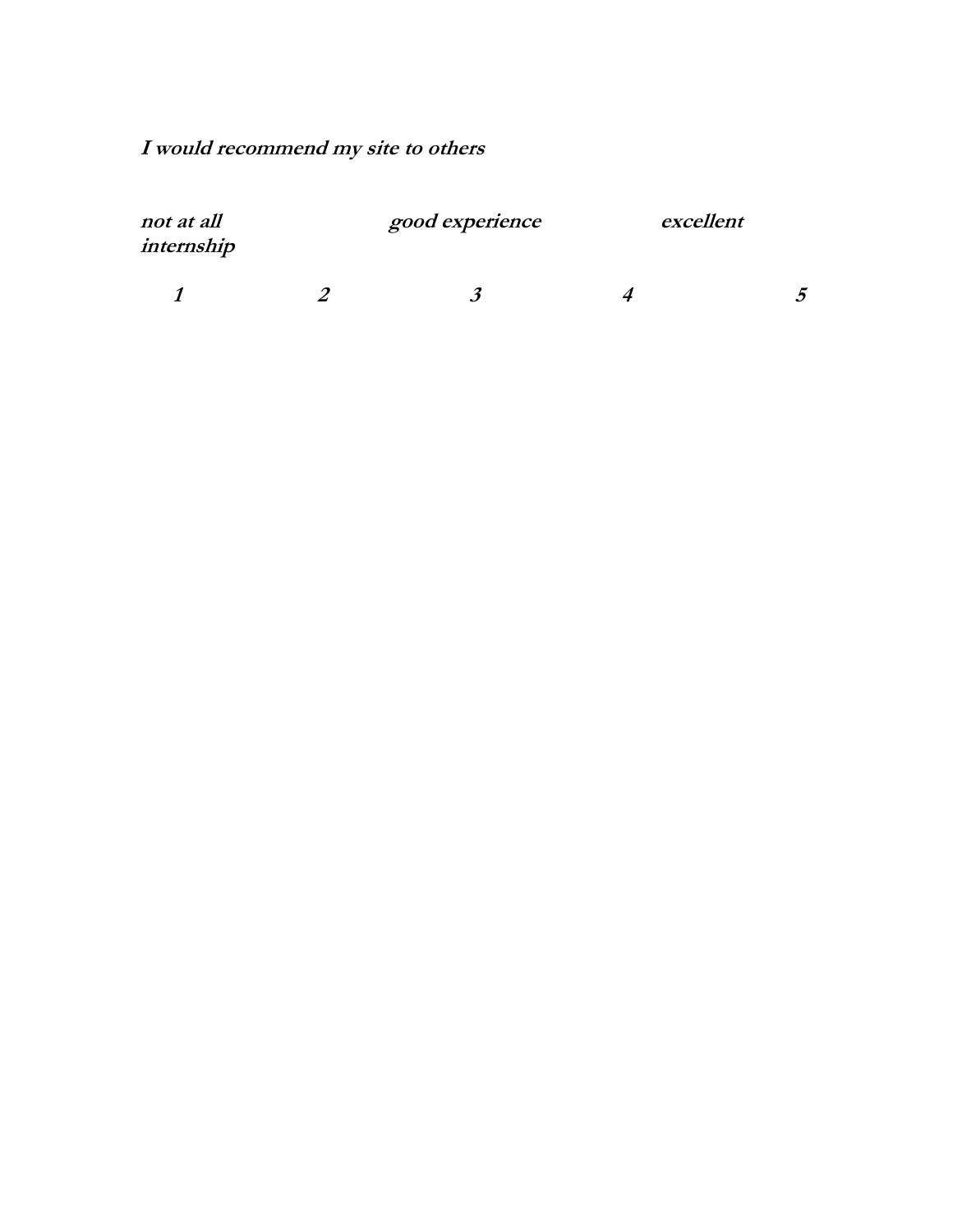***I would recommend my site to others***

| | | | | |
|---|---|---|---|---|
| ***not at all internship*** | | ***good experience*** | | ***excellent*** |
| ***1*** | ***2*** | ***3*** | ***4*** | ***5*** |